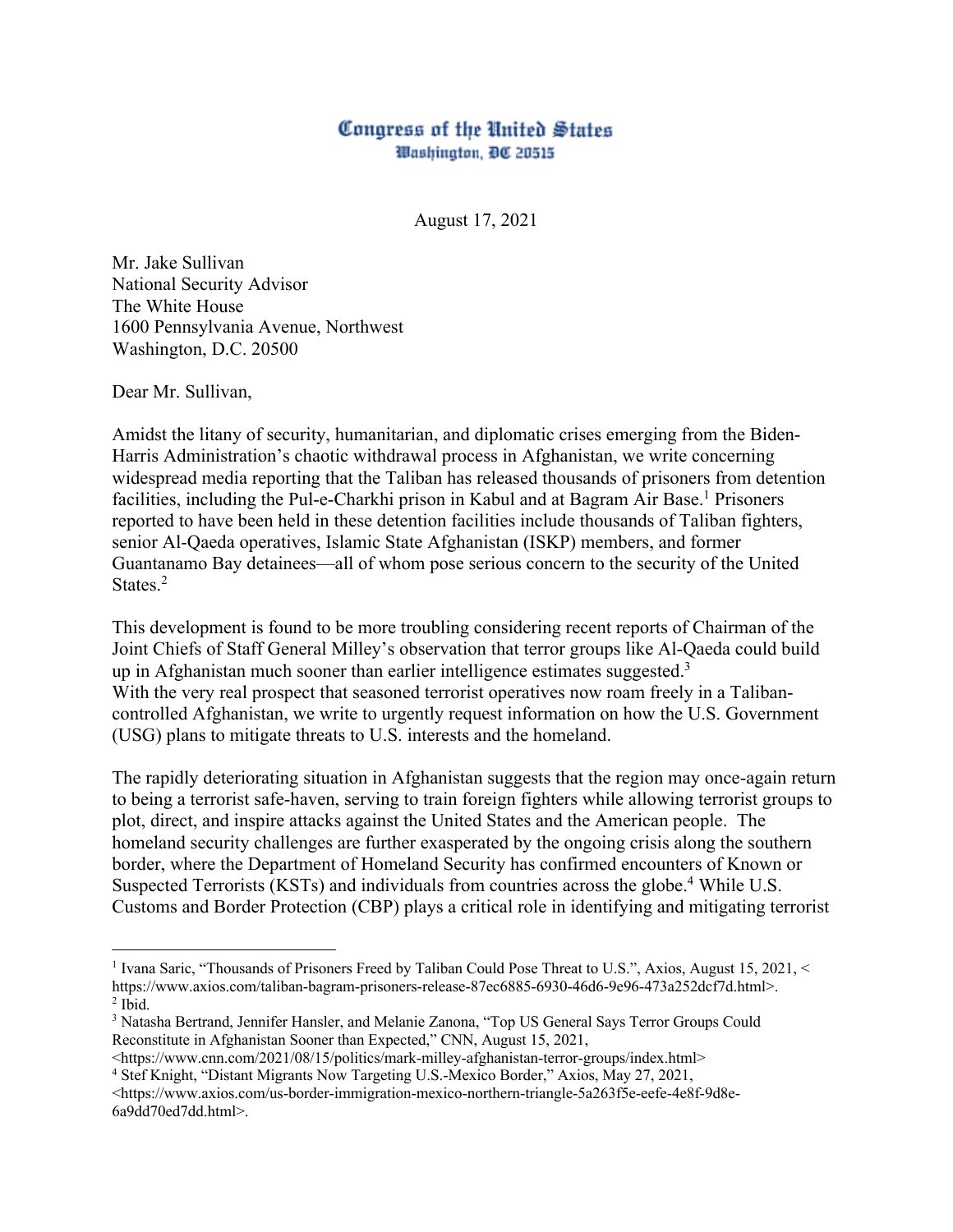# Congress of the United States
## Washington, DC 20515

August 17, 2021

Mr. Jake Sullivan
National Security Advisor
The White House
1600 Pennsylvania Avenue, Northwest
Washington, D.C. 20500

Dear Mr. Sullivan,

Amidst the litany of security, humanitarian, and diplomatic crises emerging from the Biden-Harris Administration's chaotic withdrawal process in Afghanistan, we write concerning widespread media reporting that the Taliban has released thousands of prisoners from detention facilities, including the Pul-e-Charkhi prison in Kabul and at Bagram Air Base.[1] Prisoners reported to have been held in these detention facilities include thousands of Taliban fighters, senior Al-Qaeda operatives, Islamic State Afghanistan (ISKP) members, and former Guantanamo Bay detainees—all of whom pose serious concern to the security of the United States.[2]

This development is found to be more troubling considering recent reports of Chairman of the Joint Chiefs of Staff General Milley's observation that terror groups like Al-Qaeda could build up in Afghanistan much sooner than earlier intelligence estimates suggested.[3]
With the very real prospect that seasoned terrorist operatives now roam freely in a Taliban-controlled Afghanistan, we write to urgently request information on how the U.S. Government (USG) plans to mitigate threats to U.S. interests and the homeland.

The rapidly deteriorating situation in Afghanistan suggests that the region may once-again return to being a terrorist safe-haven, serving to train foreign fighters while allowing terrorist groups to plot, direct, and inspire attacks against the United States and the American people. The homeland security challenges are further exasperated by the ongoing crisis along the southern border, where the Department of Homeland Security has confirmed encounters of Known or Suspected Terrorists (KSTs) and individuals from countries across the globe.[4] While U.S. Customs and Border Protection (CBP) plays a critical role in identifying and mitigating terrorist

---

[1] Ivana Saric, "Thousands of Prisoners Freed by Taliban Could Pose Threat to U.S.", Axios, August 15, 2021, < https://www.axios.com/taliban-bagram-prisoners-release-87ec6885-6930-46d6-9e96-473a252dcf7d.html>.

[2] Ibid.

[3] Natasha Bertrand, Jennifer Hansler, and Melanie Zanona, "Top US General Says Terror Groups Could Reconstitute in Afghanistan Sooner than Expected," CNN, August 15, 2021, <https://www.cnn.com/2021/08/15/politics/mark-milley-afghanistan-terror-groups/index.html>

[4] Stef Knight, "Distant Migrants Now Targeting U.S.-Mexico Border," Axios, May 27, 2021, <https://www.axios.com/us-border-immigration-mexico-northern-triangle-5a263f5e-eefe-4e8f-9d8e-6a9dd70ed7dd.html>.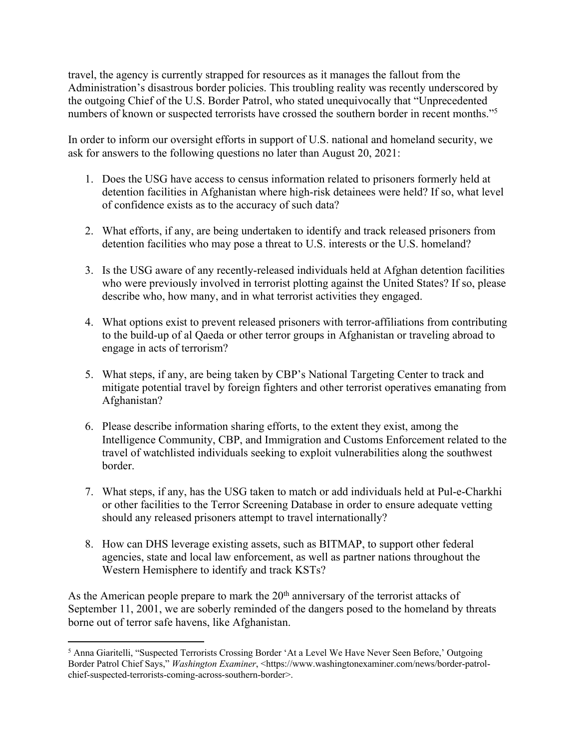travel, the agency is currently strapped for resources as it manages the fallout from the Administration's disastrous border policies. This troubling reality was recently underscored by the outgoing Chief of the U.S. Border Patrol, who stated unequivocally that "Unprecedented numbers of known or suspected terrorists have crossed the southern border in recent months."[5]

In order to inform our oversight efforts in support of U.S. national and homeland security, we ask for answers to the following questions no later than August 20, 2021:

1. Does the USG have access to census information related to prisoners formerly held at detention facilities in Afghanistan where high-risk detainees were held? If so, what level of confidence exists as to the accuracy of such data?

2. What efforts, if any, are being undertaken to identify and track released prisoners from detention facilities who may pose a threat to U.S. interests or the U.S. homeland?

3. Is the USG aware of any recently-released individuals held at Afghan detention facilities who were previously involved in terrorist plotting against the United States? If so, please describe who, how many, and in what terrorist activities they engaged.

4. What options exist to prevent released prisoners with terror-affiliations from contributing to the build-up of al Qaeda or other terror groups in Afghanistan or traveling abroad to engage in acts of terrorism?

5. What steps, if any, are being taken by CBP's National Targeting Center to track and mitigate potential travel by foreign fighters and other terrorist operatives emanating from Afghanistan?

6. Please describe information sharing efforts, to the extent they exist, among the Intelligence Community, CBP, and Immigration and Customs Enforcement related to the travel of watchlisted individuals seeking to exploit vulnerabilities along the southwest border.

7. What steps, if any, has the USG taken to match or add individuals held at Pul-e-Charkhi or other facilities to the Terror Screening Database in order to ensure adequate vetting should any released prisoners attempt to travel internationally?

8. How can DHS leverage existing assets, such as BITMAP, to support other federal agencies, state and local law enforcement, as well as partner nations throughout the Western Hemisphere to identify and track KSTs?

As the American people prepare to mark the 20th anniversary of the terrorist attacks of September 11, 2001, we are soberly reminded of the dangers posed to the homeland by threats borne out of terror safe havens, like Afghanistan.

---

[5] Anna Giaritelli, "Suspected Terrorists Crossing Border 'At a Level We Have Never Seen Before,' Outgoing Border Patrol Chief Says," *Washington Examiner*, <https://www.washingtonexaminer.com/news/border-patrol-chief-suspected-terrorists-coming-across-southern-border>.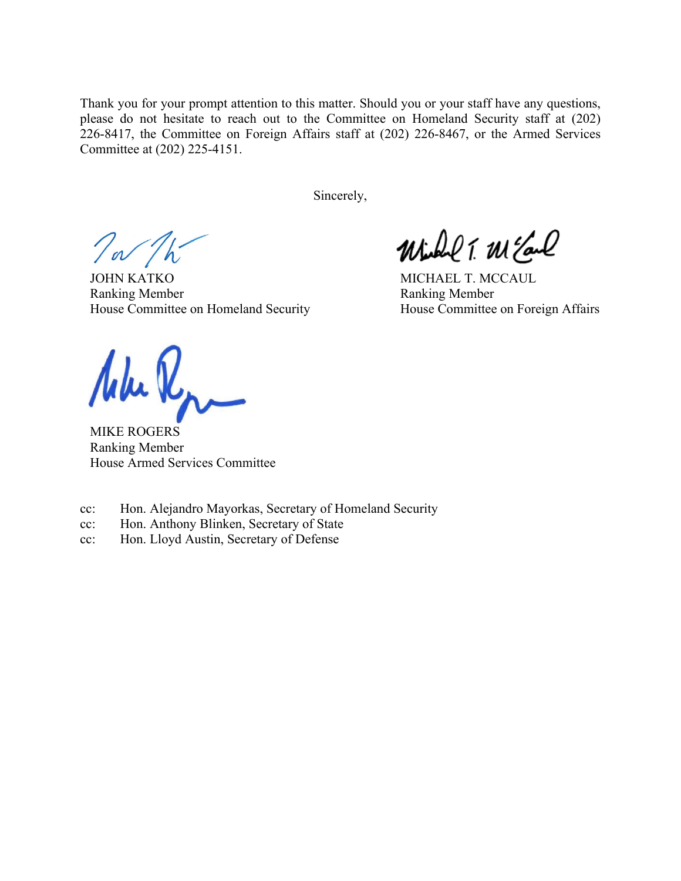Thank you for your prompt attention to this matter. Should you or your staff have any questions, please do not hesitate to reach out to the Committee on Homeland Security staff at (202) 226-8417, the Committee on Foreign Affairs staff at (202) 226-8467, or the Armed Services Committee at (202) 225-4151.

Sincerely,

JOHN KATKO
Ranking Member
House Committee on Homeland Security

MICHAEL T. MCCAUL
Ranking Member
House Committee on Foreign Affairs

MIKE ROGERS
Ranking Member
House Armed Services Committee

cc: Hon. Alejandro Mayorkas, Secretary of Homeland Security
cc: Hon. Anthony Blinken, Secretary of State
cc: Hon. Lloyd Austin, Secretary of Defense